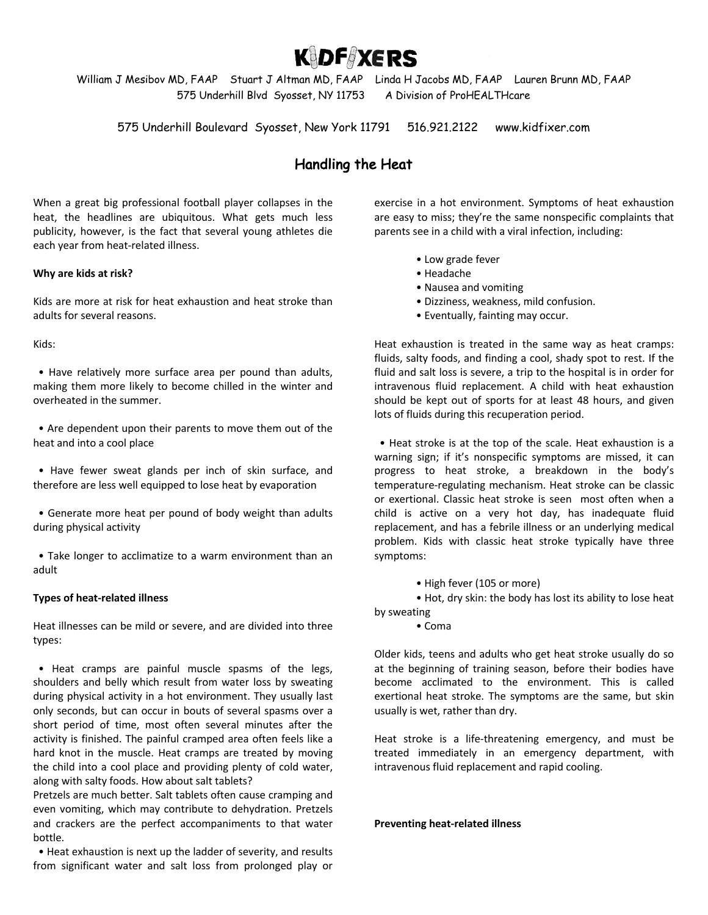# KIDFIXERS

William J Mesibov MD, FAAP Stuart J Altman MD, FAAP Linda H Jacobs MD, FAAP Lauren Brunn MD, FAAP
575 Underhill Blvd Syosset, NY 11753 A Division of ProHEALTHcare

575 Underhill Boulevard Syosset, New York 11791 516.921.2122 www.kidfixer.com

## Handling the Heat

When a great big professional football player collapses in the heat, the headlines are ubiquitous. What gets much less publicity, however, is the fact that several young athletes die each year from heat-related illness.

**Why are kids at risk?**

Kids are more at risk for heat exhaustion and heat stroke than adults for several reasons.

Kids:

- Have relatively more surface area per pound than adults, making them more likely to become chilled in the winter and overheated in the summer.
- Are dependent upon their parents to move them out of the heat and into a cool place
- Have fewer sweat glands per inch of skin surface, and therefore are less well equipped to lose heat by evaporation
- Generate more heat per pound of body weight than adults during physical activity
- Take longer to acclimatize to a warm environment than an adult

**Types of heat-related illness**

Heat illnesses can be mild or severe, and are divided into three types:

- Heat cramps are painful muscle spasms of the legs, shoulders and belly which result from water loss by sweating during physical activity in a hot environment. They usually last only seconds, but can occur in bouts of several spasms over a short period of time, most often several minutes after the activity is finished. The painful cramped area often feels like a hard knot in the muscle. Heat cramps are treated by moving the child into a cool place and providing plenty of cold water, along with salty foods. How about salt tablets?
Pretzels are much better. Salt tablets often cause cramping and even vomiting, which may contribute to dehydration. Pretzels and crackers are the perfect accompaniments to that water bottle.
- Heat exhaustion is next up the ladder of severity, and results from significant water and salt loss from prolonged play or exercise in a hot environment. Symptoms of heat exhaustion are easy to miss; they're the same nonspecific complaints that parents see in a child with a viral infection, including:
    - Low grade fever
    - Headache
    - Nausea and vomiting
    - Dizziness, weakness, mild confusion.
    - Eventually, fainting may occur.

Heat exhaustion is treated in the same way as heat cramps: fluids, salty foods, and finding a cool, shady spot to rest. If the fluid and salt loss is severe, a trip to the hospital is in order for intravenous fluid replacement. A child with heat exhaustion should be kept out of sports for at least 48 hours, and given lots of fluids during this recuperation period.

- Heat stroke is at the top of the scale. Heat exhaustion is a warning sign; if it's nonspecific symptoms are missed, it can progress to heat stroke, a breakdown in the body's temperature-regulating mechanism. Heat stroke can be classic or exertional. Classic heat stroke is seen most often when a child is active on a very hot day, has inadequate fluid replacement, and has a febrile illness or an underlying medical problem. Kids with classic heat stroke typically have three symptoms:
    - High fever (105 or more)
    - Hot, dry skin: the body has lost its ability to lose heat by sweating
    - Coma

Older kids, teens and adults who get heat stroke usually do so at the beginning of training season, before their bodies have become acclimated to the environment. This is called exertional heat stroke. The symptoms are the same, but skin usually is wet, rather than dry.

Heat stroke is a life-threatening emergency, and must be treated immediately in an emergency department, with intravenous fluid replacement and rapid cooling.

**Preventing heat-related illness**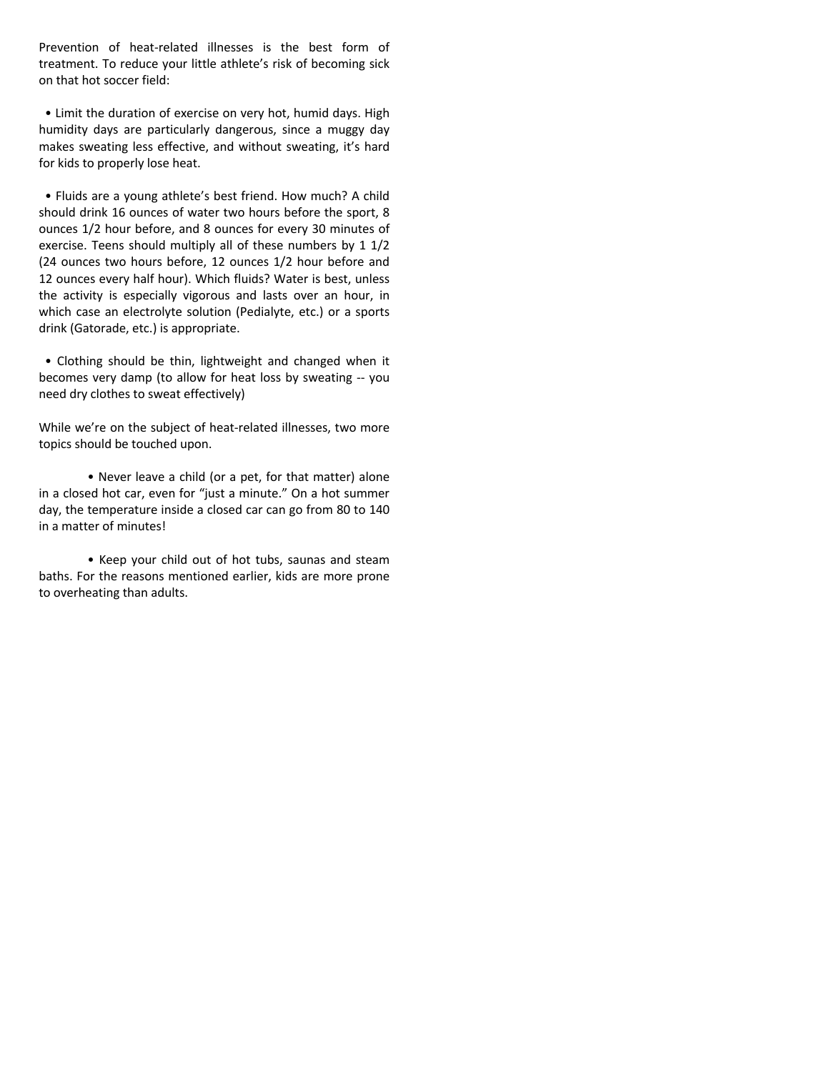Prevention of heat-related illnesses is the best form of treatment. To reduce your little athlete's risk of becoming sick on that hot soccer field:

- Limit the duration of exercise on very hot, humid days. High humidity days are particularly dangerous, since a muggy day makes sweating less effective, and without sweating, it's hard for kids to properly lose heat.

- Fluids are a young athlete's best friend. How much? A child should drink 16 ounces of water two hours before the sport, 8 ounces 1/2 hour before, and 8 ounces for every 30 minutes of exercise. Teens should multiply all of these numbers by 1 1/2 (24 ounces two hours before, 12 ounces 1/2 hour before and 12 ounces every half hour). Which fluids? Water is best, unless the activity is especially vigorous and lasts over an hour, in which case an electrolyte solution (Pedialyte, etc.) or a sports drink (Gatorade, etc.) is appropriate.

- Clothing should be thin, lightweight and changed when it becomes very damp (to allow for heat loss by sweating -- you need dry clothes to sweat effectively)

While we're on the subject of heat-related illnesses, two more topics should be touched upon.

- Never leave a child (or a pet, for that matter) alone in a closed hot car, even for "just a minute." On a hot summer day, the temperature inside a closed car can go from 80 to 140 in a matter of minutes!

- Keep your child out of hot tubs, saunas and steam baths. For the reasons mentioned earlier, kids are more prone to overheating than adults.